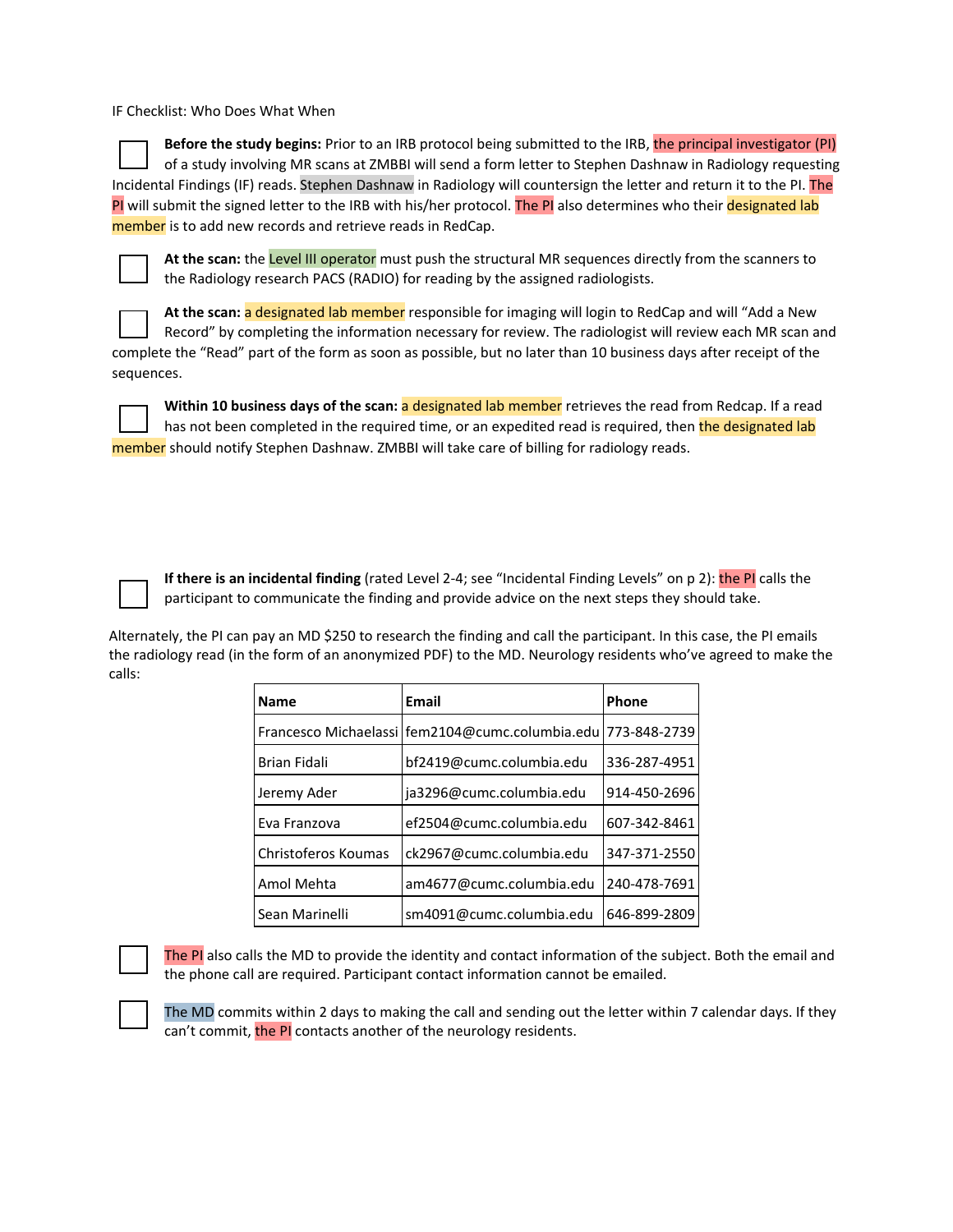IF Checklist: Who Does What When

- [ ] **Before the study begins:** Prior to an IRB protocol being submitted to the IRB, the principal investigator (PI) of a study involving MR scans at ZMBBI will send a form letter to Stephen Dashnaw in Radiology requesting Incidental Findings (IF) reads. Stephen Dashnaw in Radiology will countersign the letter and return it to the PI. The PI will submit the signed letter to the IRB with his/her protocol. The PI also determines who their designated lab member is to add new records and retrieve reads in RedCap.

- [ ] **At the scan:** the Level III operator must push the structural MR sequences directly from the scanners to the Radiology research PACS (RADIO) for reading by the assigned radiologists.

- [ ] **At the scan:** a designated lab member responsible for imaging will login to RedCap and will "Add a New Record" by completing the information necessary for review. The radiologist will review each MR scan and complete the "Read" part of the form as soon as possible, but no later than 10 business days after receipt of the sequences.

- [ ] **Within 10 business days of the scan:** a designated lab member retrieves the read from Redcap. If a read has not been completed in the required time, or an expedited read is required, then the designated lab member should notify Stephen Dashnaw. ZMBBI will take care of billing for radiology reads.

- [ ] **If there is an incidental finding** (rated Level 2-4; see "Incidental Finding Levels" on p 2): the PI calls the participant to communicate the finding and provide advice on the next steps they should take.

Alternately, the PI can pay an MD $250 to research the finding and call the participant. In this case, the PI emails the radiology read (in the form of an anonymized PDF) to the MD. Neurology residents who've agreed to make the calls:

| Name | Email | Phone |
|---|---|---|
| Francesco Michaelassi | fem2104@cumc.columbia.edu | 773-848-2739 |
| Brian Fidali | bf2419@cumc.columbia.edu | 336-287-4951 |
| Jeremy Ader | ja3296@cumc.columbia.edu | 914-450-2696 |
| Eva Franzova | ef2504@cumc.columbia.edu | 607-342-8461 |
| Christoferos Koumas | ck2967@cumc.columbia.edu | 347-371-2550 |
| Amol Mehta | am4677@cumc.columbia.edu | 240-478-7691 |
| Sean Marinelli | sm4091@cumc.columbia.edu | 646-899-2809 |

- [ ] The PI also calls the MD to provide the identity and contact information of the subject. Both the email and the phone call are required. Participant contact information cannot be emailed.

- [ ] The MD commits within 2 days to making the call and sending out the letter within 7 calendar days. If they can't commit, the PI contacts another of the neurology residents.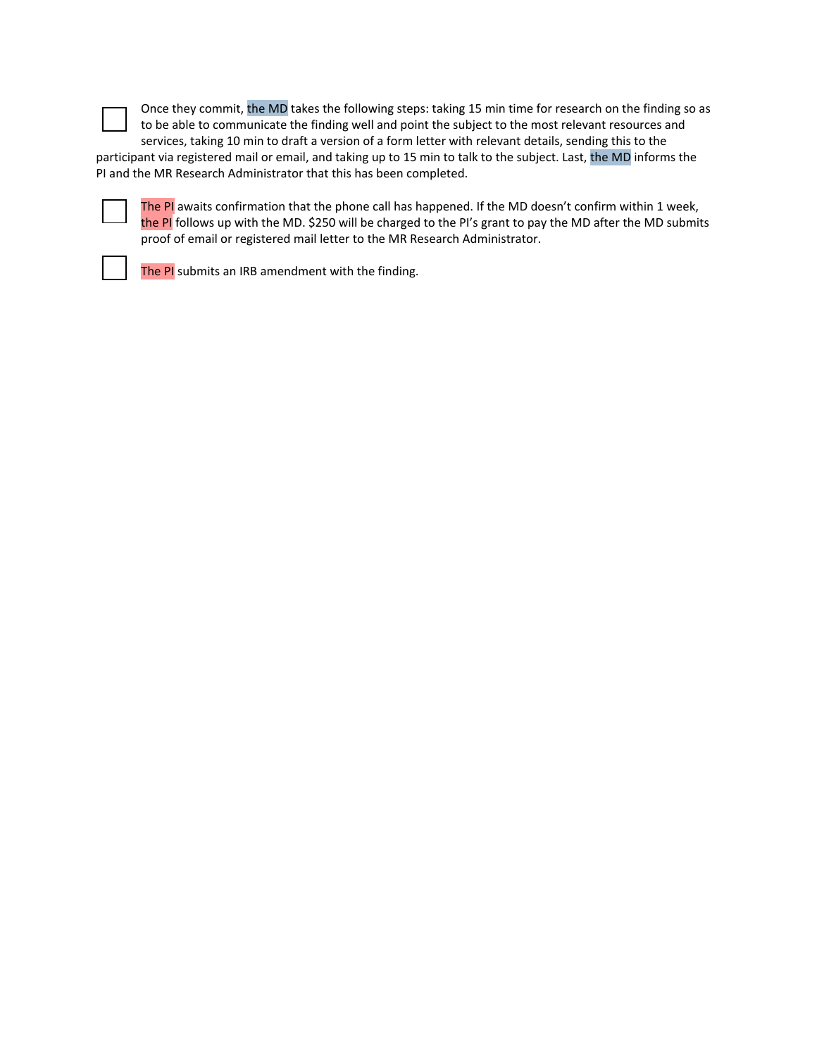- [ ] Once they commit, the MD takes the following steps: taking 15 min time for research on the finding so as to be able to communicate the finding well and point the subject to the most relevant resources and services, taking 10 min to draft a version of a form letter with relevant details, sending this to the participant via registered mail or email, and taking up to 15 min to talk to the subject. Last, the MD informs the PI and the MR Research Administrator that this has been completed.

- [ ] The PI awaits confirmation that the phone call has happened. If the MD doesn't confirm within 1 week, the PI follows up with the MD. $250 will be charged to the PI's grant to pay the MD after the MD submits proof of email or registered mail letter to the MR Research Administrator.

- [ ] The PI submits an IRB amendment with the finding.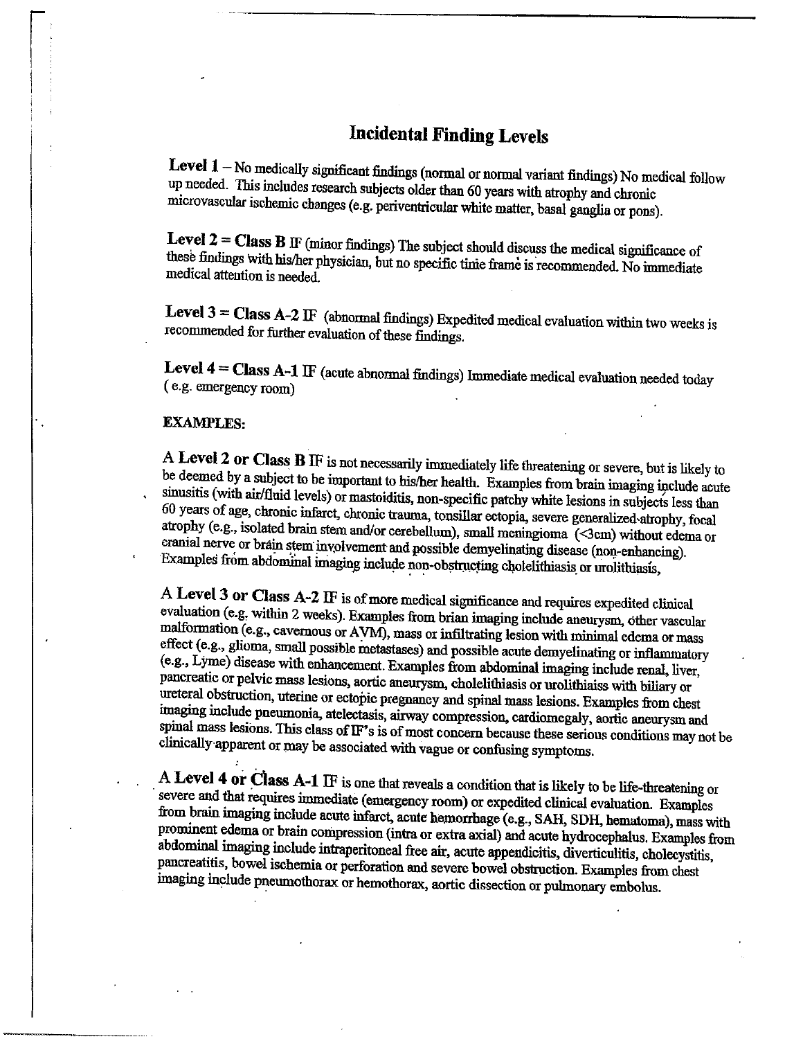# Incidental Finding Levels

**Level 1** – No medically significant findings (normal or normal variant findings) No medical follow up needed. This includes research subjects older than 60 years with atrophy and chronic microvascular ischemic changes (e.g. periventricular white matter, basal ganglia or pons).

**Level 2 = Class B** IF (minor findings) The subject should discuss the medical significance of these findings with his/her physician, but no specific time frame is recommended. No immediate medical attention is needed.

**Level 3 = Class A-2** IF (abnormal findings) Expedited medical evaluation within two weeks is recommended for further evaluation of these findings.

**Level 4 = Class A-1** IF (acute abnormal findings) Immediate medical evaluation needed today ( e.g. emergency room)

**EXAMPLES:**

A **Level 2 or Class B** IF is not necessarily immediately life threatening or severe, but is likely to be deemed by a subject to be important to his/her health. Examples from brain imaging include acute sinusitis (with air/fluid levels) or mastoiditis, non-specific patchy white lesions in subjects less than 60 years of age, chronic infarct, chronic trauma, tonsillar ectopia, severe generalized atrophy, focal atrophy (e.g., isolated brain stem and/or cerebellum), small meningioma (<3cm) without edema or cranial nerve or brain stem involvement and possible demyelinating disease (non-enhancing). Examples from abdominal imaging include non-obstructing cholelithiasis or urolithiasis,

A **Level 3 or Class A-2** IF is of more medical significance and requires expedited clinical evaluation (e.g. within 2 weeks). Examples from brian imaging include aneurysm, other vascular malformation (e.g., cavernous or AVM), mass or infiltrating lesion with minimal edema or mass effect (e.g., glioma, small possible metastases) and possible acute demyelinating or inflammatory (e.g., Lyme) disease with enhancement. Examples from abdominal imaging include renal, liver, pancreatic or pelvic mass lesions, aortic aneurysm, cholelithiasis or urolithiaiss with biliary or ureteral obstruction, uterine or ectopic pregnancy and spinal mass lesions. Examples from chest imaging include pneumonia, atelectasis, airway compression, cardiomegaly, aortic aneurysm and spinal mass lesions. This class of IF's is of most concern because these serious conditions may not be clinically apparent or may be associated with vague or confusing symptoms.

A **Level 4 or Class A-1** IF is one that reveals a condition that is likely to be life-threatening or severe and that requires immediate (emergency room) or expedited clinical evaluation. Examples from brain imaging include acute infarct, acute hemorrhage (e.g., SAH, SDH, hematoma), mass with prominent edema or brain compression (intra or extra axial) and acute hydrocephalus. Examples from abdominal imaging include intraperitoneal free air, acute appendicitis, diverticulitis, cholecystitis, pancreatitis, bowel ischemia or perforation and severe bowel obstruction. Examples from chest imaging include pneumothorax or hemothorax, aortic dissection or pulmonary embolus.